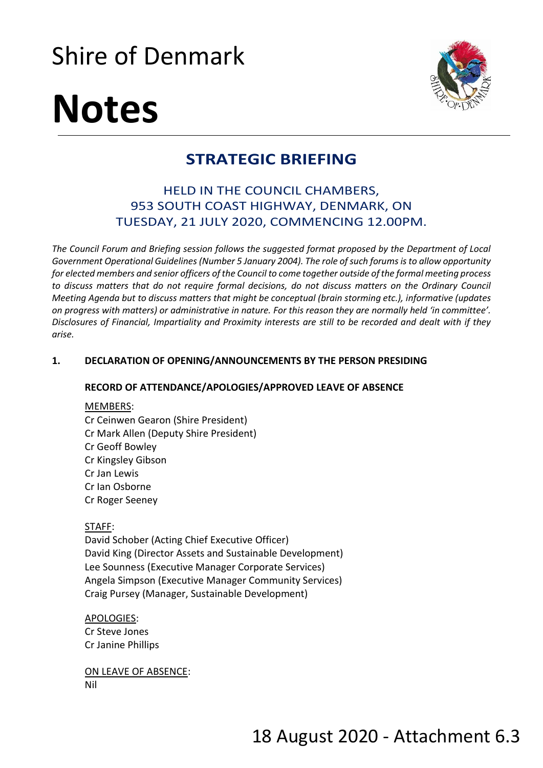# Shire of Denmark

# Notes

## STRATEGIC BRIEFING

### HELD IN THE COUNCIL CHAMBERS, 953 SOUTH COAST HIGHWAY, DENMARK, ON TUESDAY, 21 JULY 2020, COMMENCING 12.00PM.

*The Council Forum and Briefing session follows the suggested format proposed by the Department of Local Government Operational Guidelines (Number 5 January 2004). The role of such forums is to allow opportunity for elected members and senior officers of the Council to come together outside of the formal meeting process to discuss matters that do not require formal decisions, do not discuss matters on the Ordinary Council Meeting Agenda but to discuss matters that might be conceptual (brain storming etc.), informative (updates on progress with matters) or administrative in nature. For this reason they are normally held 'in committee'. Disclosures of Financial, Impartiality and Proximity interests are still to be recorded and dealt with if they arise.*

**1. DECLARATION OF OPENING/ANNOUNCEMENTS BY THE PERSON PRESIDING**

**RECORD OF ATTENDANCE/APOLOGIES/APPROVED LEAVE OF ABSENCE**

MEMBERS:
Cr Ceinwen Gearon (Shire President)
Cr Mark Allen (Deputy Shire President)
Cr Geoff Bowley
Cr Kingsley Gibson
Cr Jan Lewis
Cr Ian Osborne
Cr Roger Seeney

STAFF:
David Schober (Acting Chief Executive Officer)
David King (Director Assets and Sustainable Development)
Lee Sounness (Executive Manager Corporate Services)
Angela Simpson (Executive Manager Community Services)
Craig Pursey (Manager, Sustainable Development)

APOLOGIES:
Cr Steve Jones
Cr Janine Phillips

ON LEAVE OF ABSENCE:
Nil

18 August 2020 - Attachment 6.3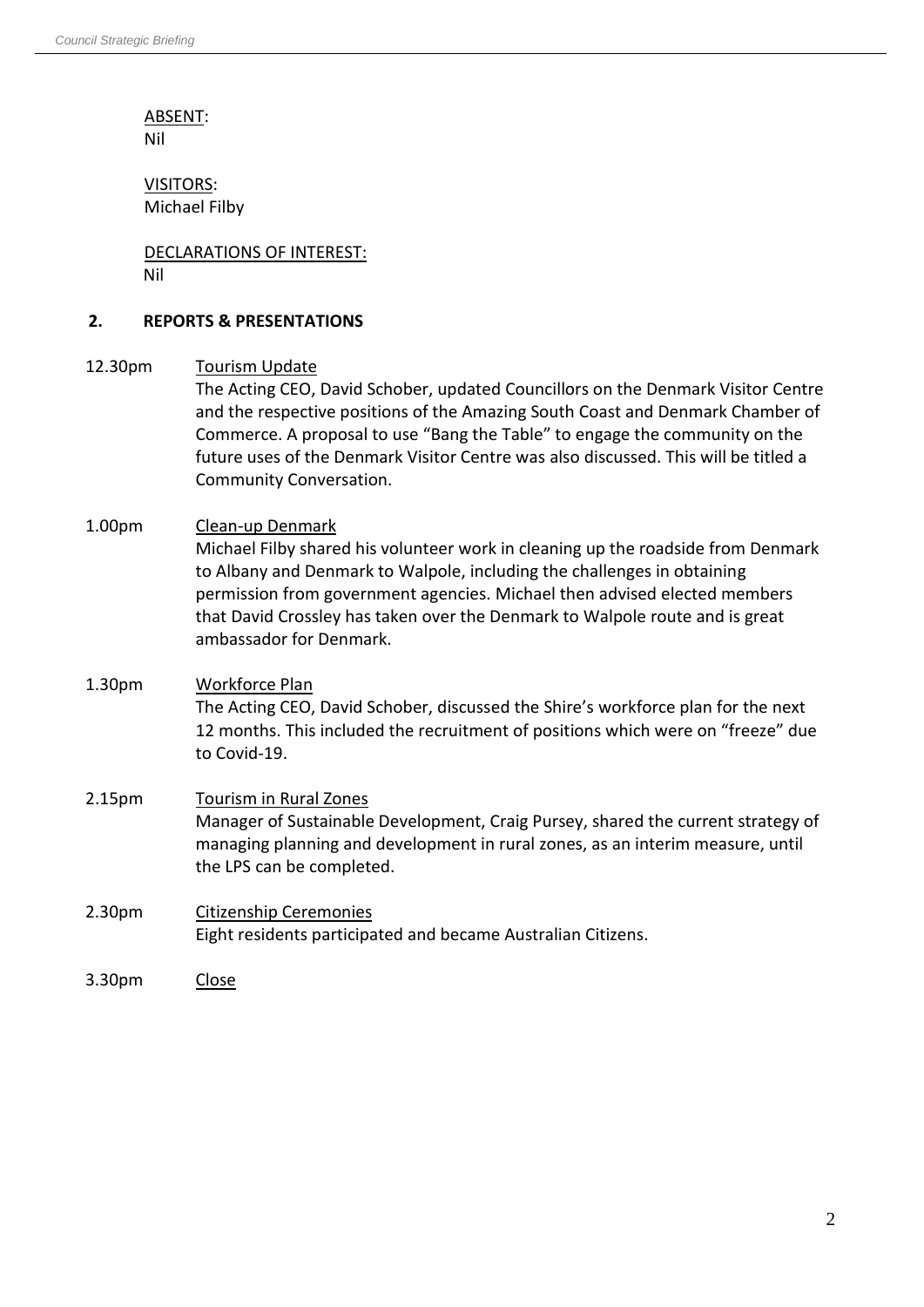ABSENT:
Nil

VISITORS:
Michael Filby

DECLARATIONS OF INTEREST:
Nil

## 2. REPORTS & PRESENTATIONS

12.30pm **Tourism Update**

The Acting CEO, David Schober, updated Councillors on the Denmark Visitor Centre and the respective positions of the Amazing South Coast and Denmark Chamber of Commerce. A proposal to use "Bang the Table" to engage the community on the future uses of the Denmark Visitor Centre was also discussed. This will be titled a Community Conversation.

1.00pm **Clean-up Denmark**

Michael Filby shared his volunteer work in cleaning up the roadside from Denmark to Albany and Denmark to Walpole, including the challenges in obtaining permission from government agencies. Michael then advised elected members that David Crossley has taken over the Denmark to Walpole route and is great ambassador for Denmark.

1.30pm **Workforce Plan**

The Acting CEO, David Schober, discussed the Shire's workforce plan for the next 12 months. This included the recruitment of positions which were on "freeze" due to Covid-19.

2.15pm **Tourism in Rural Zones**

Manager of Sustainable Development, Craig Pursey, shared the current strategy of managing planning and development in rural zones, as an interim measure, until the LPS can be completed.

2.30pm **Citizenship Ceremonies**

Eight residents participated and became Australian Citizens.

3.30pm **Close**